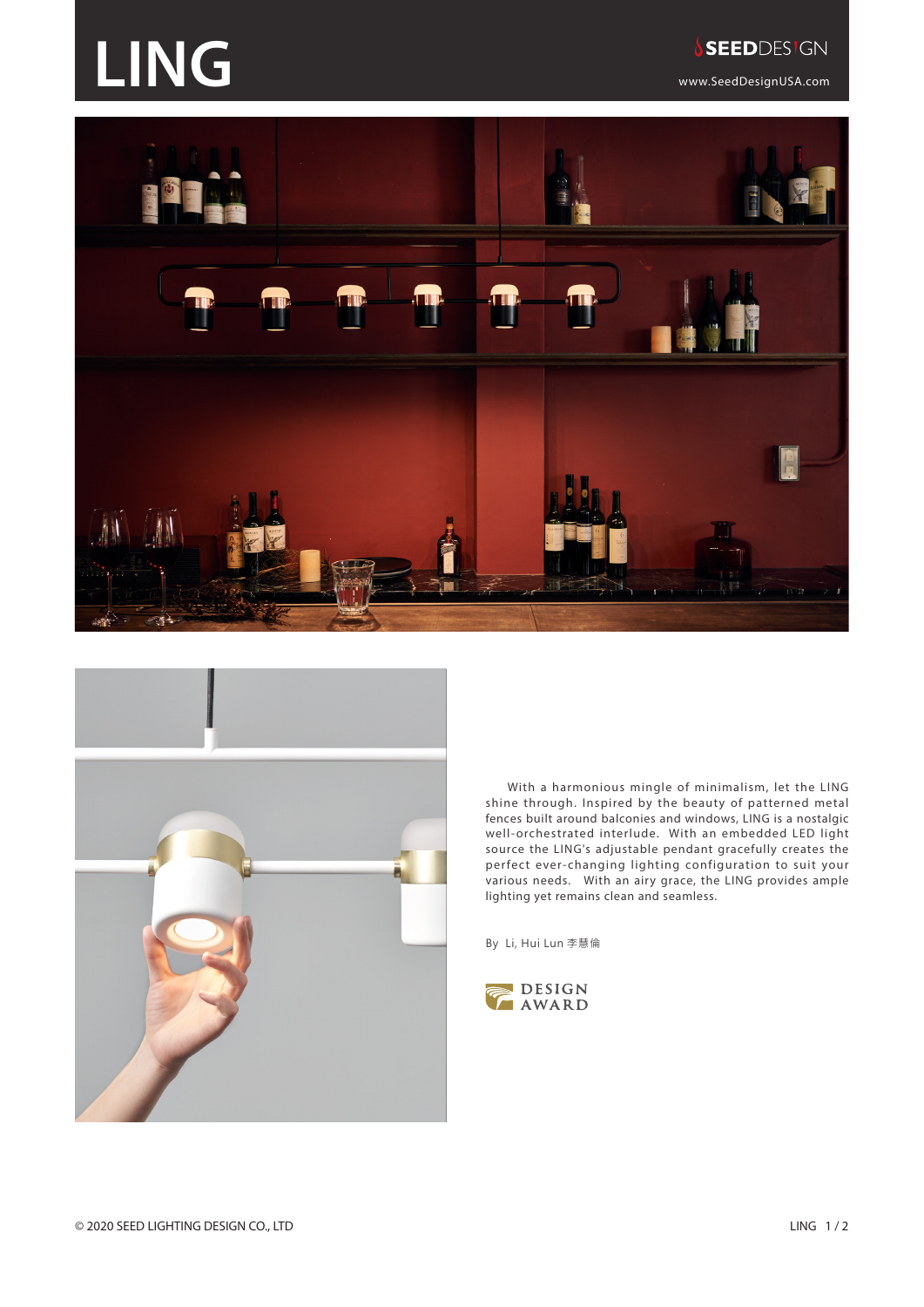# LING

SEEDDESIGN

www.SeedDesignUSA.com

With a harmonious mingle of minimalism, let the LING shine through. Inspired by the beauty of patterned metal fences built around balconies and windows, LING is a nostalgic well-orchestrated interlude. With an embedded LED light source the LING's adjustable pendant gracefully creates the perfect ever-changing lighting configuration to suit your various needs. With an airy grace, the LING provides ample lighting yet remains clean and seamless.

By Li, Hui Lun 李慧倫

DESIGN AWARD

© 2020 SEED LIGHTING DESIGN CO., LTD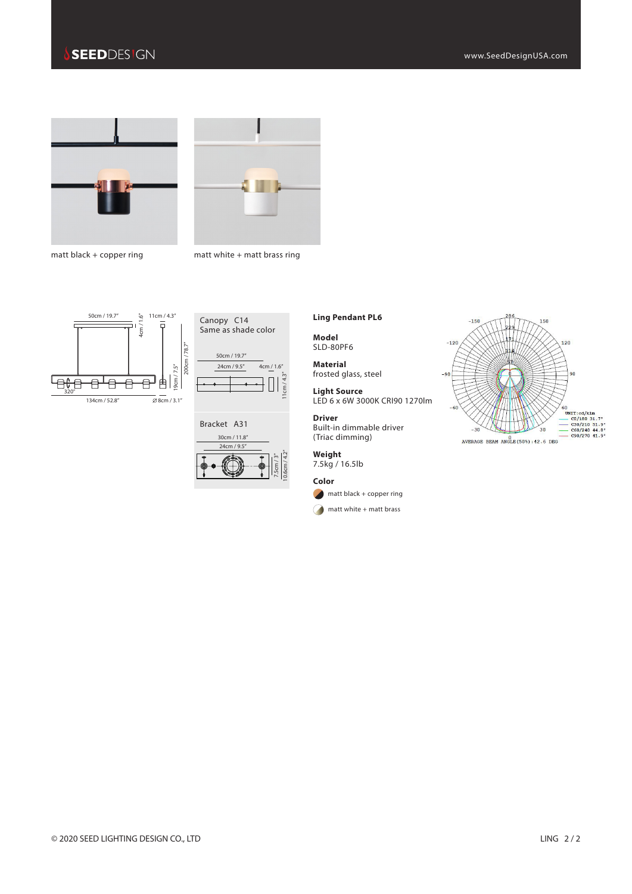matt black + copper ring

matt white + matt brass ring

50cm / 19.7"
4cm / 1.6"
11cm / 4.3"
200cm / 78.7"
19cm / 7.5"
320°
134cm / 52.8"
Ø 8cm / 3.1"

Canopy C14
Same as shade color

50cm / 19.7"
24cm / 9.5"
4cm / 1.6"
11cm / 4.3"

Bracket A31

30cm / 11.8"
24cm / 9.5"
7.5cm / 3"
10.6cm / 4.2"

**Ling Pendant PL6**

**Model**
SLD-80PF6

**Material**
frosted glass, steel

**Light Source**
LED 6 x 6W 3000K CRI90 1270lm

**Driver**
Built-in dimmable driver
(Triac dimming)

**Weight**
7.5kg / 16.5lb

**Color**

- matt black + copper ring
- matt white + matt brass

286
229
171
114
57
0
-150
150
-120
120
-90
90
-60
60
-30
30
0
UNIT:cd/klm
C0/180 31.7°
C30/210 31.9°
C60/240 44.8°
C90/270 41.9°
AVERAGE BEAM ANGLE(50%): 42.6 DEG

© 2020 SEED LIGHTING DESIGN CO., LTD